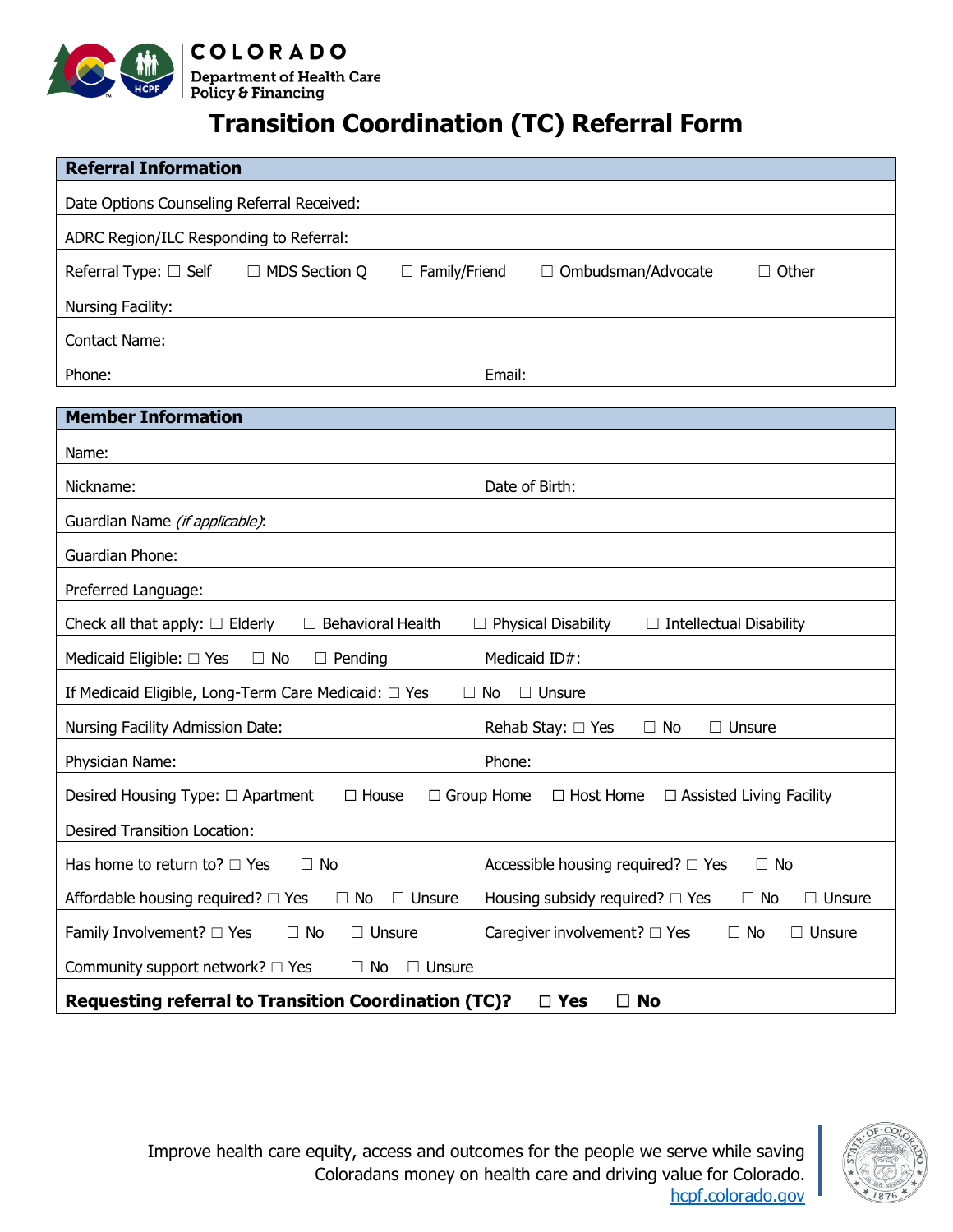COLORADO
Department of Health Care
Policy & Financing

# Transition Coordination (TC) Referral Form

| **Referral Information** | |
|---|---|
| Date Options Counseling Referral Received: | |
| ADRC Region/ILC Responding to Referral: | |
| Referral Type: ☐ Self ☐ MDS Section Q ☐ Family/Friend ☐ Ombudsman/Advocate ☐ Other | |
| Nursing Facility: | |
| Contact Name: | |
| Phone: | Email: |

| **Member Information** | |
|---|---|
| Name: | |
| Nickname: | Date of Birth: |
| Guardian Name *(if applicable)*: | |
| Guardian Phone: | |
| Preferred Language: | |
| Check all that apply: ☐ Elderly ☐ Behavioral Health ☐ Physical Disability ☐ Intellectual Disability | |
| Medicaid Eligible: ☐ Yes ☐ No ☐ Pending | Medicaid ID#: |
| If Medicaid Eligible, Long-Term Care Medicaid: ☐ Yes ☐ No ☐ Unsure | |
| Nursing Facility Admission Date: | Rehab Stay: ☐ Yes ☐ No ☐ Unsure |
| Physician Name: | Phone: |
| Desired Housing Type: ☐ Apartment ☐ House ☐ Group Home ☐ Host Home ☐ Assisted Living Facility | |
| Desired Transition Location: | |
| Has home to return to? ☐ Yes ☐ No | Accessible housing required? ☐ Yes ☐ No |
| Affordable housing required? ☐ Yes ☐ No ☐ Unsure | Housing subsidy required? ☐ Yes ☐ No ☐ Unsure |
| Family Involvement? ☐ Yes ☐ No ☐ Unsure | Caregiver involvement? ☐ Yes ☐ No ☐ Unsure |
| Community support network? ☐ Yes ☐ No ☐ Unsure | |
| **Requesting referral to Transition Coordination (TC)? ☐ Yes ☐ No** | |

Improve health care equity, access and outcomes for the people we serve while saving Coloradans money on health care and driving value for Colorado.
[hcpf.colorado.gov](https://hcpf.colorado.gov)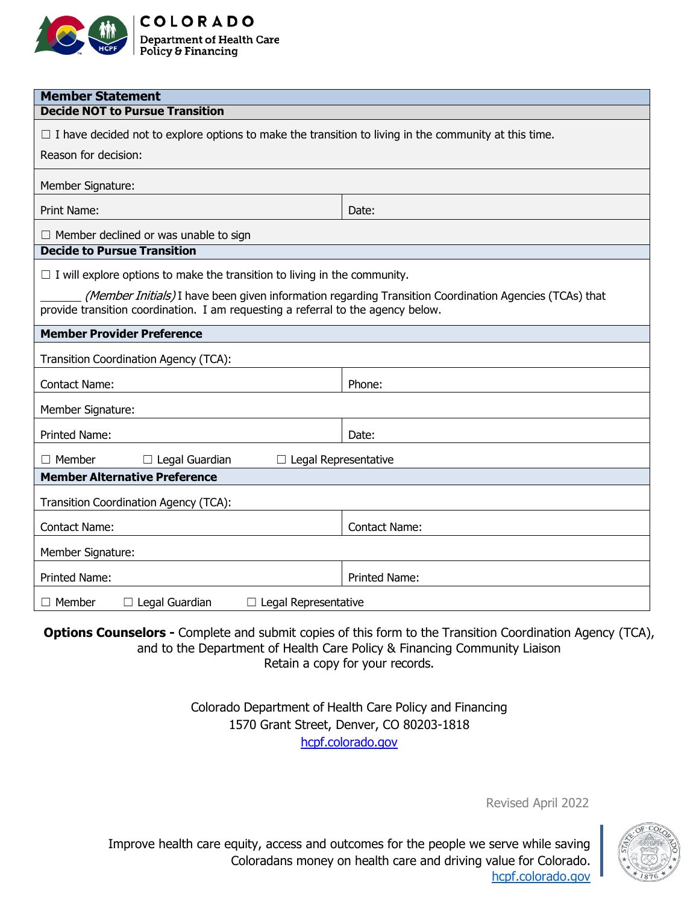| Member Statement | |
|---|---|
| **Decide NOT to Pursue Transition** | |
| ☐ I have decided not to explore options to make the transition to living in the community at this time. <br> Reason for decision: | |
| Member Signature: | |
| Print Name: | Date: |
| ☐ Member declined or was unable to sign | |
| **Decide to Pursue Transition** | |
| ☐ I will explore options to make the transition to living in the community. <br> _______ *(Member Initials)* I have been given information regarding Transition Coordination Agencies (TCAs) that provide transition coordination. I am requesting a referral to the agency below. | |
| **Member Provider Preference** | |
| Transition Coordination Agency (TCA): | |
| Contact Name: | Phone: |
| Member Signature: | |
| Printed Name: | Date: |
| ☐ Member ☐ Legal Guardian ☐ Legal Representative | |
| **Member Alternative Preference** | |
| Transition Coordination Agency (TCA): | |
| Contact Name: | Contact Name: |
| Member Signature: | |
| Printed Name: | Printed Name: |
| ☐ Member ☐ Legal Guardian ☐ Legal Representative | |

**Options Counselors -** Complete and submit copies of this form to the Transition Coordination Agency (TCA), and to the Department of Health Care Policy & Financing Community Liaison
Retain a copy for your records.

Colorado Department of Health Care Policy and Financing
1570 Grant Street, Denver, CO 80203-1818
hcpf.colorado.gov

Revised April 2022

Improve health care equity, access and outcomes for the people we serve while saving Coloradans money on health care and driving value for Colorado.
hcpf.colorado.gov